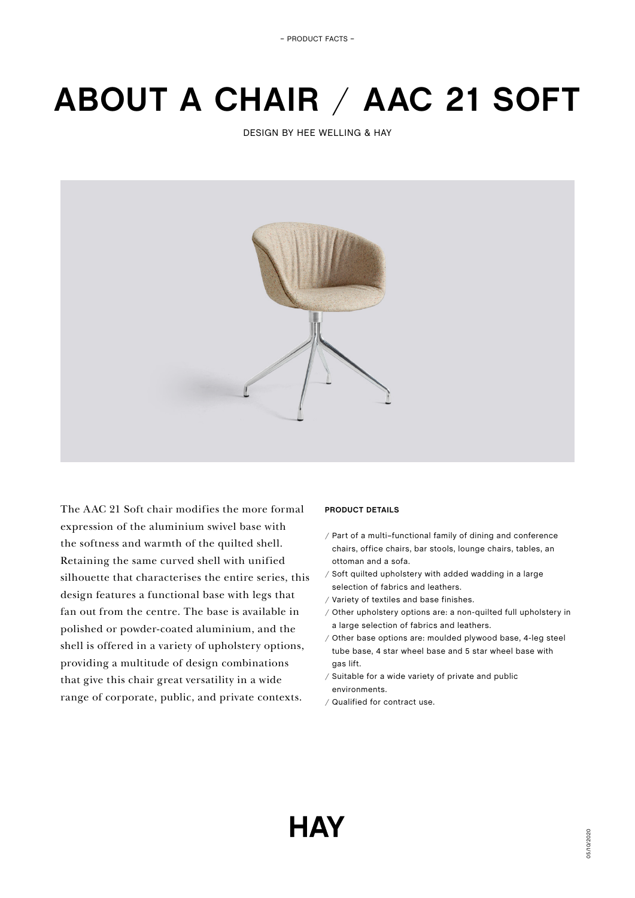– PRODUCT FACTS –

# ABOUT A CHAIR / AAC 21 SOFT

DESIGN BY HEE WELLING & HAY

The AAC 21 Soft chair modifies the more formal expression of the aluminium swivel base with the softness and warmth of the quilted shell. Retaining the same curved shell with unified silhouette that characterises the entire series, this design features a functional base with legs that fan out from the centre. The base is available in polished or powder-coated aluminium, and the shell is offered in a variety of upholstery options, providing a multitude of design combinations that give this chair great versatility in a wide range of corporate, public, and private contexts.

**PRODUCT DETAILS**

/ Part of a multi–functional family of dining and conference chairs, office chairs, bar stools, lounge chairs, tables, an ottoman and a sofa.
/ Soft quilted upholstery with added wadding in a large selection of fabrics and leathers.
/ Variety of textiles and base finishes.
/ Other upholstery options are: a non-quilted full upholstery in a large selection of fabrics and leathers.
/ Other base options are: moulded plywood base, 4-leg steel tube base, 4 star wheel base and 5 star wheel base with gas lift.
/ Suitable for a wide variety of private and public environments.
/ Qualified for contract use.

HAY

05/10/2020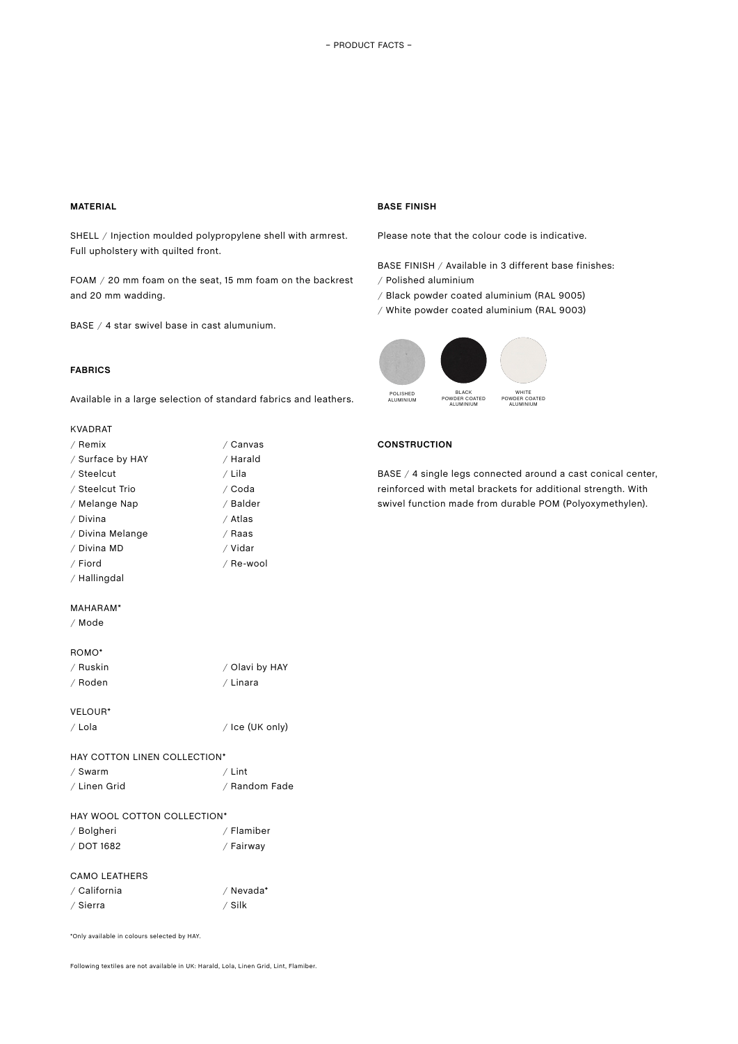– PRODUCT FACTS –

## MATERIAL

SHELL / Injection moulded polypropylene shell with armrest. Full upholstery with quilted front.

FOAM / 20 mm foam on the seat, 15 mm foam on the backrest and 20 mm wadding.

BASE / 4 star swivel base in cast alumunium.

## FABRICS

Available in a large selection of standard fabrics and leathers.

KVADRAT
/ Remix
/ Surface by HAY
/ Steelcut
/ Steelcut Trio
/ Melange Nap
/ Divina
/ Divina Melange
/ Divina MD
/ Fiord
/ Hallingdal
/ Canvas
/ Harald
/ Lila
/ Coda
/ Balder
/ Atlas
/ Raas
/ Vidar
/ Re-wool

MAHARAM*
/ Mode

ROMO*
/ Ruskin
/ Roden
/ Olavi by HAY
/ Linara

VELOUR*
/ Lola
/ Ice (UK only)

HAY COTTON LINEN COLLECTION*
/ Swarm
/ Linen Grid
/ Lint
/ Random Fade

HAY WOOL COTTON COLLECTION*
/ Bolgheri
/ DOT 1682
/ Flamiber
/ Fairway

CAMO LEATHERS
/ California
/ Sierra
/ Nevada*
/ Silk

*Only available in colours selected by HAY.

Following textiles are not available in UK: Harald, Lola, Linen Grid, Lint, Flamiber.

## BASE FINISH

Please note that the colour code is indicative.

BASE FINISH / Available in 3 different base finishes:
/ Polished aluminium
/ Black powder coated aluminium (RAL 9005)
/ White powder coated aluminium (RAL 9003)

POLISHED ALUMINIUM · BLACK POWDER COATED ALUMINIUM · WHITE POWDER COATED ALUMINIUM

## CONSTRUCTION

BASE / 4 single legs connected around a cast conical center, reinforced with metal brackets for additional strength. With swivel function made from durable POM (Polyoxymethylen).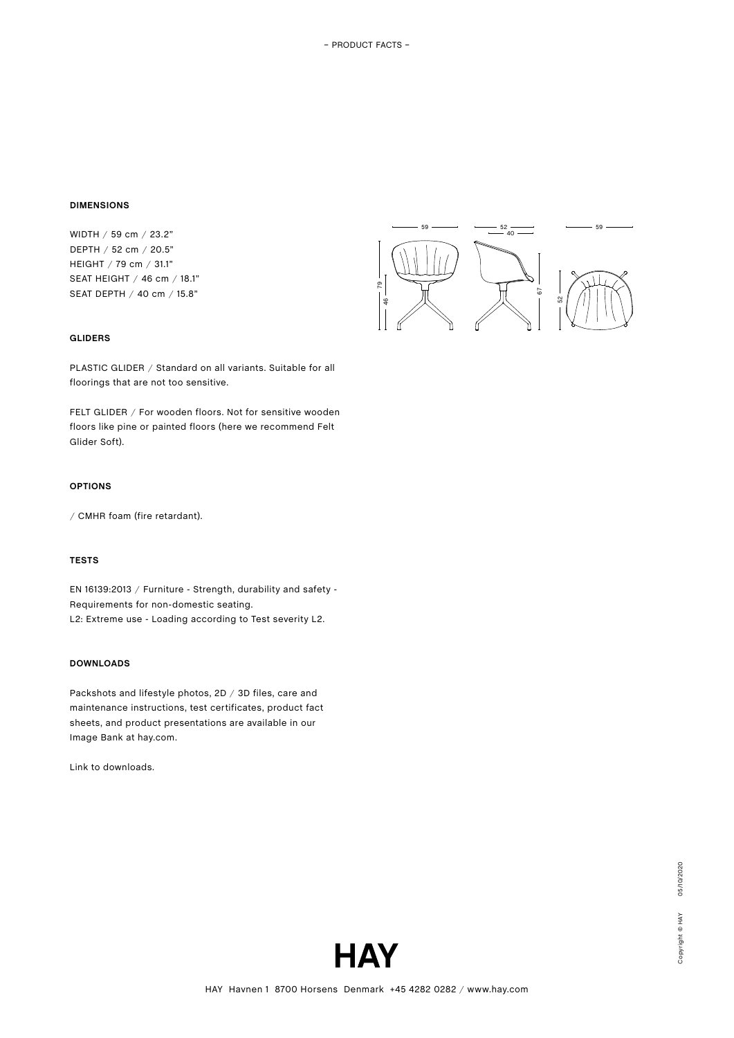– PRODUCT FACTS –

### DIMENSIONS

WIDTH / 59 cm / 23.2"
DEPTH / 52 cm / 20.5"
HEIGHT / 79 cm / 31.1"
SEAT HEIGHT / 46 cm / 18.1"
SEAT DEPTH / 40 cm / 15.8"

59
52
40
59
79
46
67
52

### GLIDERS

PLASTIC GLIDER / Standard on all variants. Suitable for all floorings that are not too sensitive.

FELT GLIDER / For wooden floors. Not for sensitive wooden floors like pine or painted floors (here we recommend Felt Glider Soft).

### OPTIONS

/ CMHR foam (fire retardant).

### TESTS

EN 16139:2013 / Furniture - Strength, durability and safety - Requirements for non-domestic seating.
L2: Extreme use - Loading according to Test severity L2.

### DOWNLOADS

Packshots and lifestyle photos, 2D / 3D files, care and maintenance instructions, test certificates, product fact sheets, and product presentations are available in our Image Bank at hay.com.

Link to downloads.

Copyright © HAY 05/10/2020

HAY

HAY Havnen 1 8700 Horsens Denmark +45 4282 0282 / www.hay.com